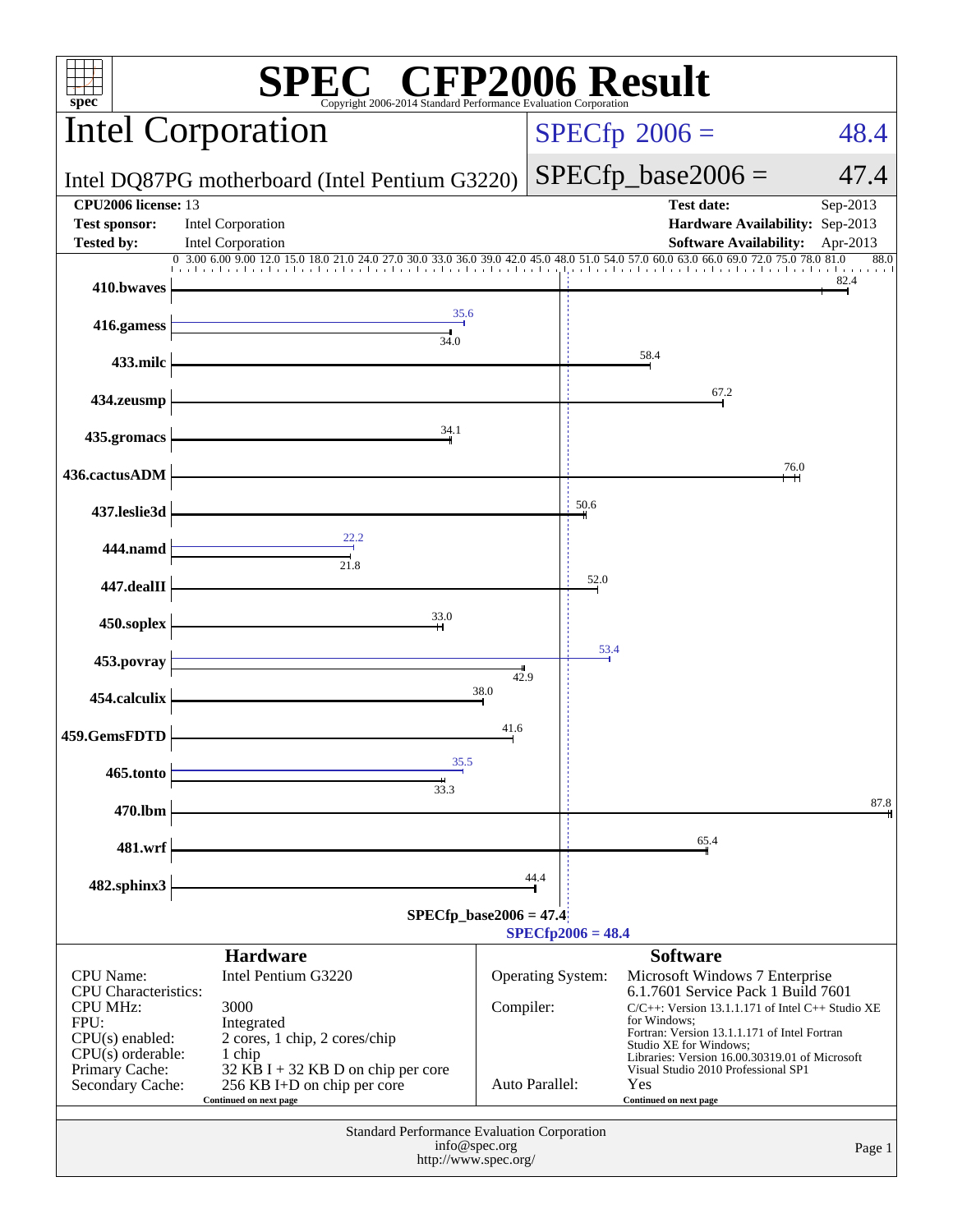# SPEC CFP2006 Result

Copyright 2006-2014 Standard Performance Evaluation Corporation

## Intel Corporation

Intel DQ87PG motherboard (Intel Pentium G3220)

SPECfp 2006 = 48.4

SPECfp_base2006 = 47.4

| | | | |
|---|---|---|---|
| **CPU2006 license:** 13 | | **Test date:** | Sep-2013 |
| **Test sponsor:** | Intel Corporation | **Hardware Availability:** | Sep-2013 |
| **Tested by:** | Intel Corporation | **Software Availability:** | Apr-2013 |

| Benchmark | Base | Peak |
|---|---|---|
| 410.bwaves | 82.4 | |
| 416.gamess | 34.0 | 35.6 |
| 433.milc | 58.4 | |
| 434.zeusmp | 67.2 | |
| 435.gromacs | 34.1 | |
| 436.cactusADM | 76.0 | |
| 437.leslie3d | 50.6 | |
| 444.namd | 21.8 | 22.2 |
| 447.dealII | 52.0 | |
| 450.soplex | 33.0 | |
| 453.povray | 42.9 | 53.4 |
| 454.calculix | 38.0 | |
| 459.GemsFDTD | 41.6 | |
| 465.tonto | 33.3 | 35.5 |
| 470.lbm | 87.8 | |
| 481.wrf | 65.4 | |
| 482.sphinx3 | 44.4 | |

SPECfp_base2006 = 47.4

SPECfp2006 = 48.4

### Hardware

| | |
|---|---|
| CPU Name: | Intel Pentium G3220 |
| CPU Characteristics: | |
| CPU MHz: | 3000 |
| FPU: | Integrated |
| CPU(s) enabled: | 2 cores, 1 chip, 2 cores/chip |
| CPU(s) orderable: | 1 chip |
| Primary Cache: | 32 KB I + 32 KB D on chip per core |
| Secondary Cache: | 256 KB I+D on chip per core |

Continued on next page

### Software

| | |
|---|---|
| Operating System: | Microsoft Windows 7 Enterprise 6.1.7601 Service Pack 1 Build 7601 |
| Compiler: | C/C++: Version 13.1.1.171 of Intel C++ Studio XE for Windows; Fortran: Version 13.1.1.171 of Intel Fortran Studio XE for Windows; Libraries: Version 16.00.30319.01 of Microsoft Visual Studio 2010 Professional SP1 |
| Auto Parallel: | Yes |

Continued on next page

Standard Performance Evaluation Corporation
info@spec.org
http://www.spec.org/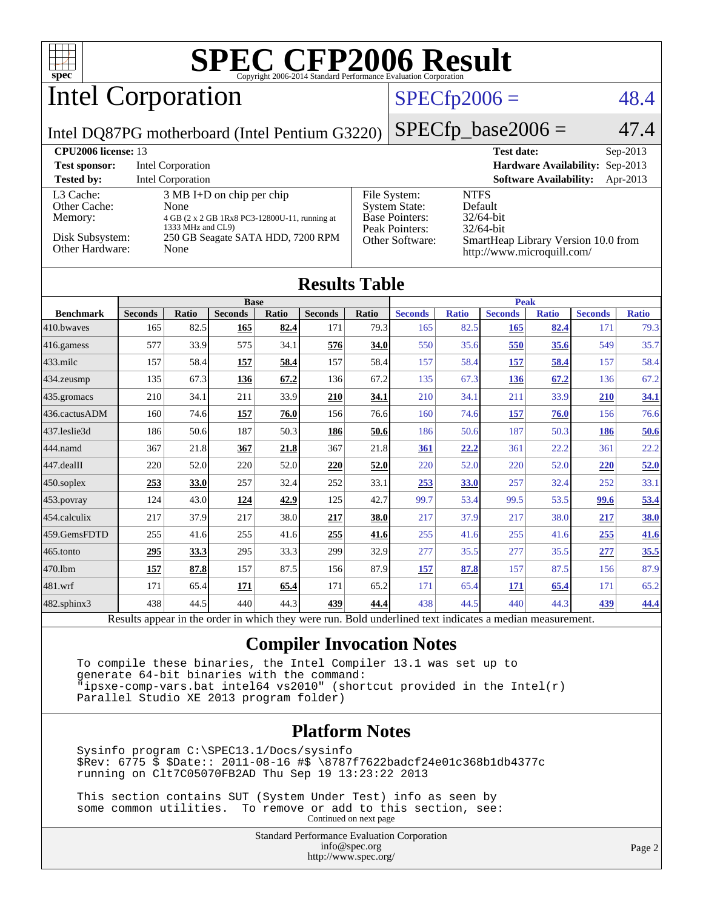# SPEC CFP2006 Result

Copyright 2006-2014 Standard Performance Evaluation Corporation

## Intel Corporation

Intel DQ87PG motherboard (Intel Pentium G3220)

SPECfp2006 = 48.4

SPECfp_base2006 = 47.4

| | | | |
|---|---|---|---|
| **CPU2006 license:** 13 | | **Test date:** | Sep-2013 |
| **Test sponsor:** | Intel Corporation | **Hardware Availability:** | Sep-2013 |
| **Tested by:** | Intel Corporation | **Software Availability:** | Apr-2013 |

| | |
|---|---|
| L3 Cache: | 3 MB I+D on chip per chip |
| Other Cache: | None |
| Memory: | 4 GB (2 x 2 GB 1Rx8 PC3-12800U-11, running at 1333 MHz and CL9) |
| Disk Subsystem: | 250 GB Seagate SATA HDD, 7200 RPM |
| Other Hardware: | None |

| | |
|---|---|
| File System: | NTFS |
| System State: | Default |
| Base Pointers: | 32/64-bit |
| Peak Pointers: | 32/64-bit |
| Other Software: | SmartHeap Library Version 10.0 from http://www.microquill.com/ |

## Results Table

| Benchmark | Base | | | | | | Peak | | | | | |
|---|---|---|---|---|---|---|---|---|---|---|---|---|
| | Seconds | Ratio | Seconds | Ratio | Seconds | Ratio | Seconds | Ratio | Seconds | Ratio | Seconds | Ratio |
| 410.bwaves | 165 | 82.5 | **165** | **82.4** | 171 | 79.3 | 165 | 82.5 | **165** | **82.4** | 171 | 79.3 |
| 416.gamess | 577 | 33.9 | 575 | 34.1 | **576** | **34.0** | 550 | 35.6 | **550** | **35.6** | 549 | 35.7 |
| 433.milc | 157 | 58.4 | **157** | **58.4** | 157 | 58.4 | 157 | 58.4 | **157** | **58.4** | 157 | 58.4 |
| 434.zeusmp | 135 | 67.3 | **136** | **67.2** | 136 | 67.2 | 135 | 67.3 | **136** | **67.2** | 136 | 67.2 |
| 435.gromacs | 210 | 34.1 | 211 | 33.9 | **210** | **34.1** | 210 | 34.1 | 211 | 33.9 | **210** | **34.1** |
| 436.cactusADM | 160 | 74.6 | **157** | **76.0** | 156 | 76.6 | 160 | 74.6 | **157** | **76.0** | 156 | 76.6 |
| 437.leslie3d | 186 | 50.6 | 187 | 50.3 | **186** | **50.6** | 186 | 50.6 | 187 | 50.3 | **186** | **50.6** |
| 444.namd | 367 | 21.8 | **367** | **21.8** | 367 | 21.8 | **361** | **22.2** | 361 | 22.2 | 361 | 22.2 |
| 447.dealII | 220 | 52.0 | 220 | 52.0 | **220** | **52.0** | 220 | 52.0 | 220 | 52.0 | **220** | **52.0** |
| 450.soplex | **253** | **33.0** | 257 | 32.4 | 252 | 33.1 | **253** | **33.0** | 257 | 32.4 | 252 | 33.1 |
| 453.povray | 124 | 43.0 | **124** | **42.9** | 125 | 42.7 | 99.7 | 53.4 | 99.5 | 53.5 | **99.6** | **53.4** |
| 454.calculix | 217 | 37.9 | 217 | 38.0 | **217** | **38.0** | 217 | 37.9 | 217 | 38.0 | **217** | **38.0** |
| 459.GemsFDTD | 255 | 41.6 | 255 | 41.6 | **255** | **41.6** | 255 | 41.6 | 255 | 41.6 | **255** | **41.6** |
| 465.tonto | **295** | **33.3** | 295 | 33.3 | 299 | 32.9 | 277 | 35.5 | 277 | 35.5 | **277** | **35.5** |
| 470.lbm | **157** | **87.8** | 157 | 87.5 | 156 | 87.9 | **157** | **87.8** | 157 | 87.5 | 156 | 87.9 |
| 481.wrf | 171 | 65.4 | **171** | **65.4** | 171 | 65.2 | 171 | 65.4 | **171** | **65.4** | 171 | 65.2 |
| 482.sphinx3 | 438 | 44.5 | 440 | 44.3 | **439** | **44.4** | 438 | 44.5 | 440 | 44.3 | **439** | **44.4** |

Results appear in the order in which they were run. Bold underlined text indicates a median measurement.

## Compiler Invocation Notes

```
To compile these binaries, the Intel Compiler 13.1 was set up to
generate 64-bit binaries with the command:
"ipsxe-comp-vars.bat intel64 vs2010" (shortcut provided in the Intel(r)
Parallel Studio XE 2013 program folder)
```

## Platform Notes

```
Sysinfo program C:\SPEC13.1/Docs/sysinfo
$Rev: 6775 $ $Date:: 2011-08-16 #$ \8787f7622badcf24e01c368b1db4377c
running on Clt7C05070FB2AD Thu Sep 19 13:23:22 2013

This section contains SUT (System Under Test) info as seen by
some common utilities.  To remove or add to this section, see:
```

Continued on next page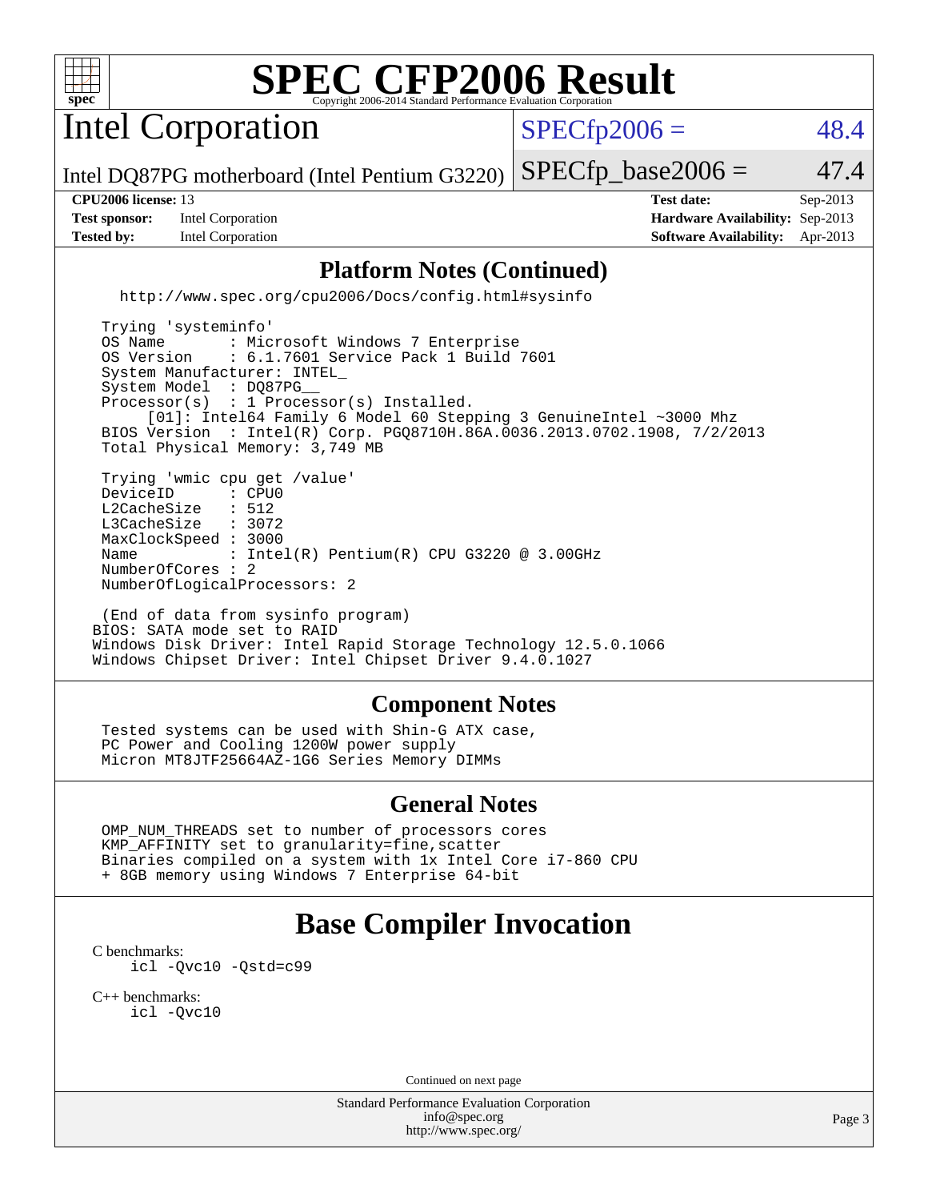# SPEC CFP2006 Result

Copyright 2006-2014 Standard Performance Evaluation Corporation

## Intel Corporation

Intel DQ87PG motherboard (Intel Pentium G3220)

SPECfp2006 = 48.4

SPECfp_base2006 = 47.4

| | | | |
|---|---|---|---|
| **CPU2006 license:** 13 | | **Test date:** | Sep-2013 |
| **Test sponsor:** | Intel Corporation | **Hardware Availability:** | Sep-2013 |
| **Tested by:** | Intel Corporation | **Software Availability:** | Apr-2013 |

### Platform Notes (Continued)

```
    http://www.spec.org/cpu2006/Docs/config.html#sysinfo

  Trying 'systeminfo'
  OS Name       : Microsoft Windows 7 Enterprise
  OS Version    : 6.1.7601 Service Pack 1 Build 7601
  System Manufacturer: INTEL_
  System Model  : DQ87PG__
  Processor(s)  : 1 Processor(s) Installed.
       [01]: Intel64 Family 6 Model 60 Stepping 3 GenuineIntel ~3000 Mhz
  BIOS Version  : Intel(R) Corp. PGQ8710H.86A.0036.2013.0702.1908, 7/2/2013
  Total Physical Memory: 3,749 MB

  Trying 'wmic cpu get /value'
  DeviceID       : CPU0
  L2CacheSize    : 512
  L3CacheSize    : 3072
  MaxClockSpeed : 3000
  Name           : Intel(R) Pentium(R) CPU G3220 @ 3.00GHz
  NumberOfCores : 2
  NumberOfLogicalProcessors: 2

  (End of data from sysinfo program)
 BIOS: SATA mode set to RAID
 Windows Disk Driver: Intel Rapid Storage Technology 12.5.0.1066
 Windows Chipset Driver: Intel Chipset Driver 9.4.0.1027
```

### Component Notes

```
  Tested systems can be used with Shin-G ATX case,
  PC Power and Cooling 1200W power supply
  Micron MT8JTF25664AZ-1G6 Series Memory DIMMs
```

### General Notes

```
  OMP_NUM_THREADS set to number of processors cores
  KMP_AFFINITY set to granularity=fine,scatter
  Binaries compiled on a system with 1x Intel Core i7-860 CPU
  + 8GB memory using Windows 7 Enterprise 64-bit
```

## Base Compiler Invocation

C benchmarks:

```
icl -Qvc10 -Qstd=c99
```

C++ benchmarks:

```
icl -Qvc10
```

Continued on next page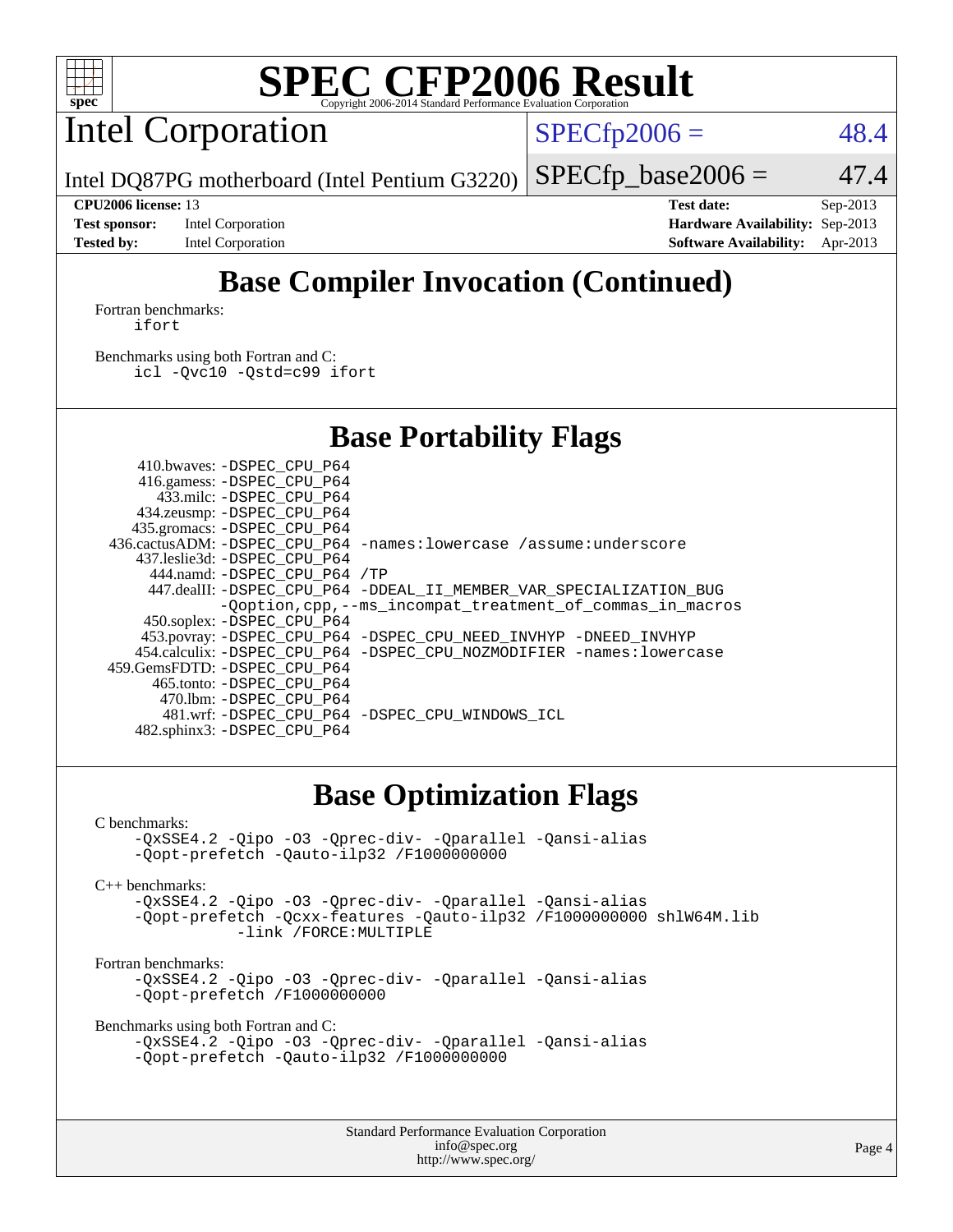# SPEC CFP2006 Result

Copyright 2006-2014 Standard Performance Evaluation Corporation

## Intel Corporation

Intel DQ87PG motherboard (Intel Pentium G3220)

SPECfp2006 = 48.4

SPECfp_base2006 = 47.4

| | | | |
|---|---|---|---|
| **CPU2006 license:** 13 | | **Test date:** | Sep-2013 |
| **Test sponsor:** | Intel Corporation | **Hardware Availability:** | Sep-2013 |
| **Tested by:** | Intel Corporation | **Software Availability:** | Apr-2013 |

## Base Compiler Invocation (Continued)

Fortran benchmarks:

```
ifort
```

Benchmarks using both Fortran and C:

```
icl -Qvc10 -Qstd=c99 ifort
```

## Base Portability Flags

| Benchmark | Flags |
|---|---|
| 410.bwaves: | -DSPEC_CPU_P64 |
| 416.gamess: | -DSPEC_CPU_P64 |
| 433.milc: | -DSPEC_CPU_P64 |
| 434.zeusmp: | -DSPEC_CPU_P64 |
| 435.gromacs: | -DSPEC_CPU_P64 |
| 436.cactusADM: | -DSPEC_CPU_P64 -names:lowercase /assume:underscore |
| 437.leslie3d: | -DSPEC_CPU_P64 |
| 444.namd: | -DSPEC_CPU_P64 /TP |
| 447.dealII: | -DSPEC_CPU_P64 -DDEAL_II_MEMBER_VAR_SPECIALIZATION_BUG -Qoption,cpp,--ms_incompat_treatment_of_commas_in_macros |
| 450.soplex: | -DSPEC_CPU_P64 |
| 453.povray: | -DSPEC_CPU_P64 -DSPEC_CPU_NEED_INVHYP -DNEED_INVHYP |
| 454.calculix: | -DSPEC_CPU_P64 -DSPEC_CPU_NOZMODIFIER -names:lowercase |
| 459.GemsFDTD: | -DSPEC_CPU_P64 |
| 465.tonto: | -DSPEC_CPU_P64 |
| 470.lbm: | -DSPEC_CPU_P64 |
| 481.wrf: | -DSPEC_CPU_P64 -DSPEC_CPU_WINDOWS_ICL |
| 482.sphinx3: | -DSPEC_CPU_P64 |

## Base Optimization Flags

C benchmarks:

```
-QxSSE4.2 -Qipo -O3 -Qprec-div- -Qparallel -Qansi-alias
-Qopt-prefetch -Qauto-ilp32 /F1000000000
```

C++ benchmarks:

```
-QxSSE4.2 -Qipo -O3 -Qprec-div- -Qparallel -Qansi-alias
-Qopt-prefetch -Qcxx-features -Qauto-ilp32 /F1000000000 shlW64M.lib
-link /FORCE:MULTIPLE
```

Fortran benchmarks:

```
-QxSSE4.2 -Qipo -O3 -Qprec-div- -Qparallel -Qansi-alias
-Qopt-prefetch /F1000000000
```

Benchmarks using both Fortran and C:

```
-QxSSE4.2 -Qipo -O3 -Qprec-div- -Qparallel -Qansi-alias
-Qopt-prefetch -Qauto-ilp32 /F1000000000
```

Standard Performance Evaluation Corporation
info@spec.org
http://www.spec.org/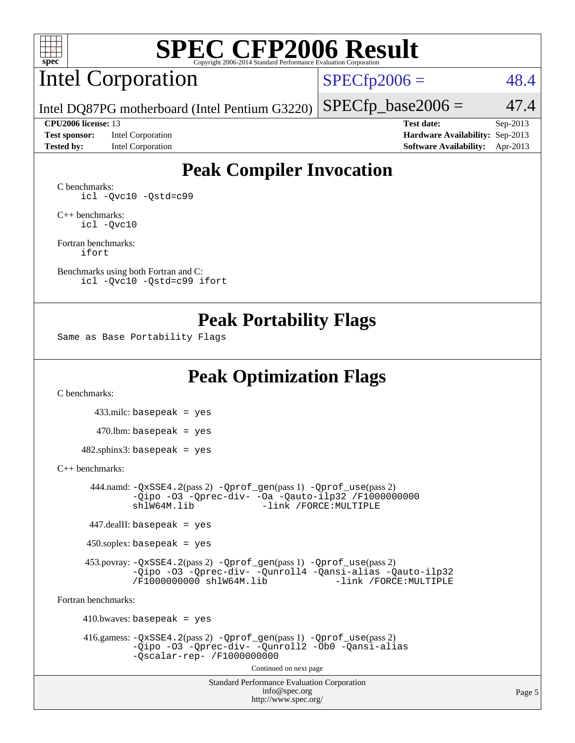# SPEC CFP2006 Result

Copyright 2006-2014 Standard Performance Evaluation Corporation

## Intel Corporation

Intel DQ87PG motherboard (Intel Pentium G3220)

SPECfp2006 = 48.4

SPECfp_base2006 = 47.4

| | | | |
|---|---|---|---|
| **CPU2006 license:** 13 | | **Test date:** | Sep-2013 |
| **Test sponsor:** | Intel Corporation | **Hardware Availability:** | Sep-2013 |
| **Tested by:** | Intel Corporation | **Software Availability:** | Apr-2013 |

## Peak Compiler Invocation

C benchmarks:

```
icl -Qvc10 -Qstd=c99
```

C++ benchmarks:

```
icl -Qvc10
```

Fortran benchmarks:

```
ifort
```

Benchmarks using both Fortran and C:

```
icl -Qvc10 -Qstd=c99 ifort
```

## Peak Portability Flags

Same as Base Portability Flags

## Peak Optimization Flags

C benchmarks:

433.milc: basepeak = yes

470.lbm: basepeak = yes

482.sphinx3: basepeak = yes

C++ benchmarks:

444.namd: -QxSSE4.2(pass 2) -Qprof_gen(pass 1) -Qprof_use(pass 2) -Qipo -O3 -Qprec-div- -Oa -Qauto-ilp32 /F1000000000 shlW64M.lib -link /FORCE:MULTIPLE

447.dealII: basepeak = yes

450.soplex: basepeak = yes

453.povray: -QxSSE4.2(pass 2) -Qprof_gen(pass 1) -Qprof_use(pass 2) -Qipo -O3 -Qprec-div- -Qunroll4 -Qansi-alias -Qauto-ilp32 /F1000000000 shlW64M.lib -link /FORCE:MULTIPLE

Fortran benchmarks:

410.bwaves: basepeak = yes

416.gamess: -QxSSE4.2(pass 2) -Qprof_gen(pass 1) -Qprof_use(pass 2) -Qipo -O3 -Qprec-div- -Qunroll2 -Ob0 -Qansi-alias -Qscalar-rep- /F1000000000

Continued on next page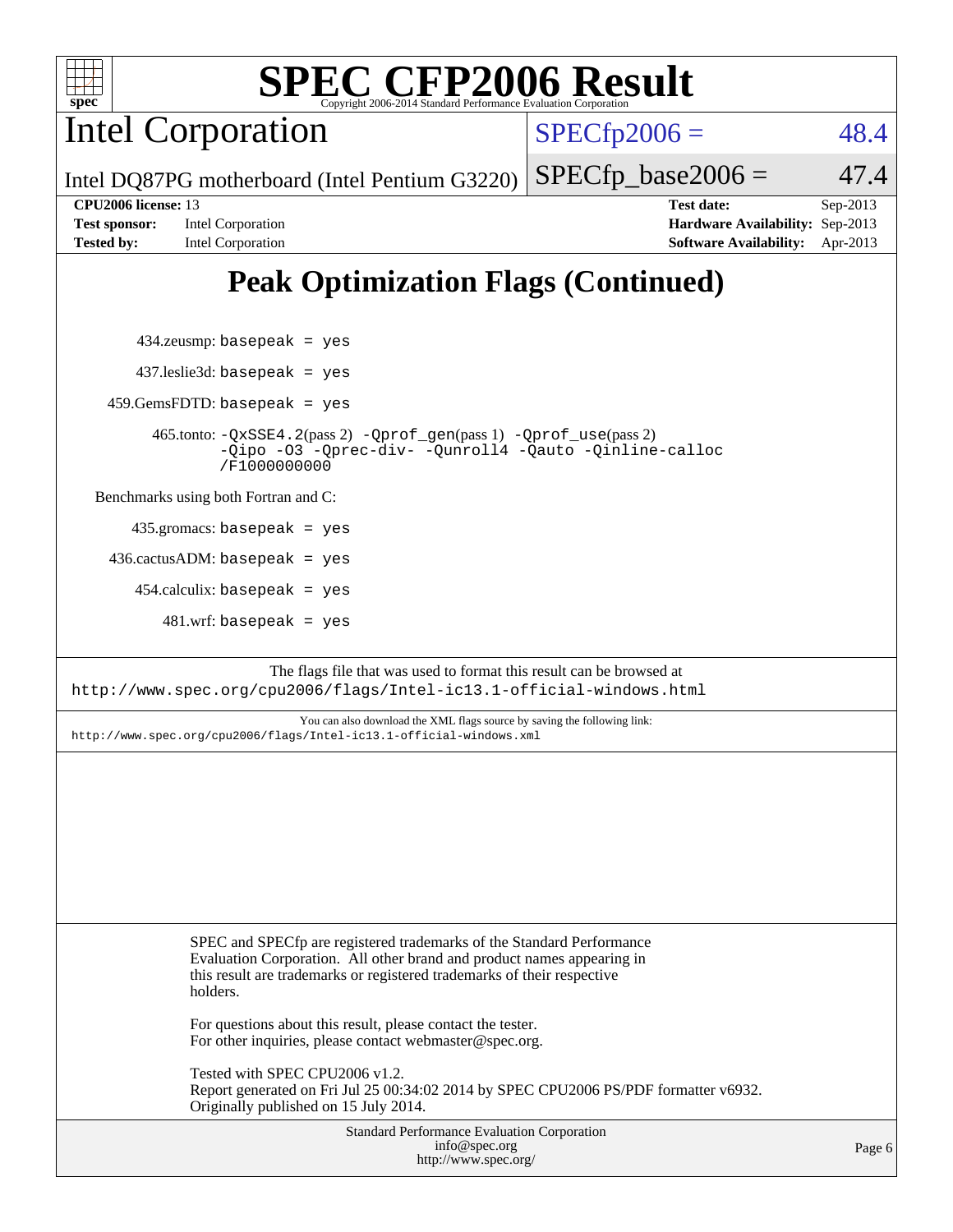# SPEC CFP2006 Result

Copyright 2006-2014 Standard Performance Evaluation Corporation

## Intel Corporation

Intel DQ87PG motherboard (Intel Pentium G3220)

SPECfp2006 = 48.4

SPECfp_base2006 = 47.4

| | | | |
|---|---|---|---|
| **CPU2006 license:** | 13 | **Test date:** | Sep-2013 |
| **Test sponsor:** | Intel Corporation | **Hardware Availability:** | Sep-2013 |
| **Tested by:** | Intel Corporation | **Software Availability:** | Apr-2013 |

## Peak Optimization Flags (Continued)

434.zeusmp: basepeak = yes

437.leslie3d: basepeak = yes

459.GemsFDTD: basepeak = yes

465.tonto: -QxSSE4.2(pass 2) -Qprof_gen(pass 1) -Qprof_use(pass 2) -Qipo -O3 -Qprec-div- -Qunroll4 -Qauto -Qinline-calloc /F1000000000

Benchmarks using both Fortran and C:

435.gromacs: basepeak = yes

436.cactusADM: basepeak = yes

454.calculix: basepeak = yes

481.wrf: basepeak = yes

The flags file that was used to format this result can be browsed at
http://www.spec.org/cpu2006/flags/Intel-ic13.1-official-windows.html

You can also download the XML flags source by saving the following link:
http://www.spec.org/cpu2006/flags/Intel-ic13.1-official-windows.xml

SPEC and SPECfp are registered trademarks of the Standard Performance Evaluation Corporation. All other brand and product names appearing in this result are trademarks or registered trademarks of their respective holders.

For questions about this result, please contact the tester.
For other inquiries, please contact webmaster@spec.org.

Tested with SPEC CPU2006 v1.2.
Report generated on Fri Jul 25 00:34:02 2014 by SPEC CPU2006 PS/PDF formatter v6932.
Originally published on 15 July 2014.

Standard Performance Evaluation Corporation
info@spec.org
http://www.spec.org/